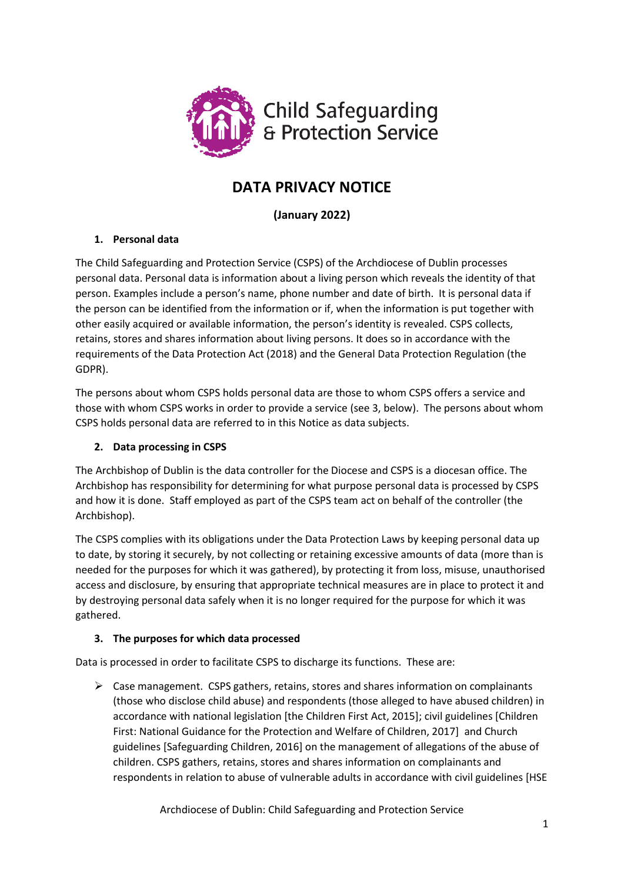Child Safeguarding & Protection Service

# DATA PRIVACY NOTICE

**(January 2022)**

## 1. Personal data

The Child Safeguarding and Protection Service (CSPS) of the Archdiocese of Dublin processes personal data. Personal data is information about a living person which reveals the identity of that person. Examples include a person's name, phone number and date of birth. It is personal data if the person can be identified from the information or if, when the information is put together with other easily acquired or available information, the person's identity is revealed. CSPS collects, retains, stores and shares information about living persons. It does so in accordance with the requirements of the Data Protection Act (2018) and the General Data Protection Regulation (the GDPR).

The persons about whom CSPS holds personal data are those to whom CSPS offers a service and those with whom CSPS works in order to provide a service (see 3, below). The persons about whom CSPS holds personal data are referred to in this Notice as data subjects.

## 2. Data processing in CSPS

The Archbishop of Dublin is the data controller for the Diocese and CSPS is a diocesan office. The Archbishop has responsibility for determining for what purpose personal data is processed by CSPS and how it is done. Staff employed as part of the CSPS team act on behalf of the controller (the Archbishop).

The CSPS complies with its obligations under the Data Protection Laws by keeping personal data up to date, by storing it securely, by not collecting or retaining excessive amounts of data (more than is needed for the purposes for which it was gathered), by protecting it from loss, misuse, unauthorised access and disclosure, by ensuring that appropriate technical measures are in place to protect it and by destroying personal data safely when it is no longer required for the purpose for which it was gathered.

## 3. The purposes for which data processed

Data is processed in order to facilitate CSPS to discharge its functions. These are:

- Case management. CSPS gathers, retains, stores and shares information on complainants (those who disclose child abuse) and respondents (those alleged to have abused children) in accordance with national legislation [the Children First Act, 2015]; civil guidelines [Children First: National Guidance for the Protection and Welfare of Children, 2017] and Church guidelines [Safeguarding Children, 2016] on the management of allegations of the abuse of children. CSPS gathers, retains, stores and shares information on complainants and respondents in relation to abuse of vulnerable adults in accordance with civil guidelines [HSE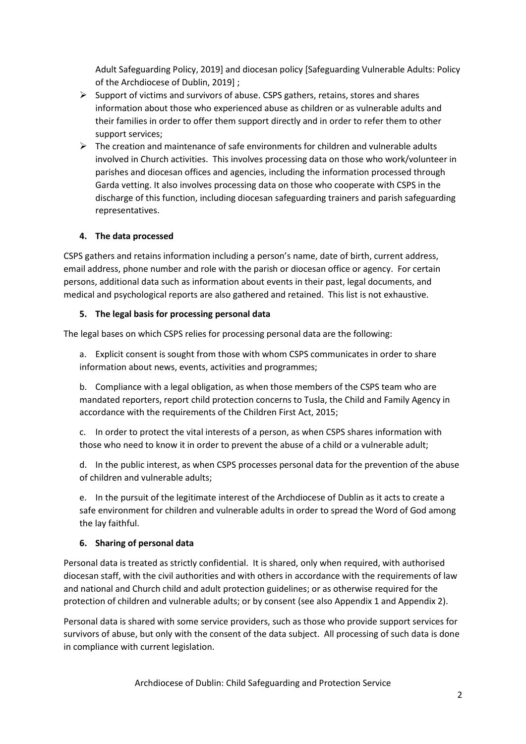Adult Safeguarding Policy, 2019] and diocesan policy [Safeguarding Vulnerable Adults: Policy of the Archdiocese of Dublin, 2019] ;

- Support of victims and survivors of abuse. CSPS gathers, retains, stores and shares information about those who experienced abuse as children or as vulnerable adults and their families in order to offer them support directly and in order to refer them to other support services;
- The creation and maintenance of safe environments for children and vulnerable adults involved in Church activities. This involves processing data on those who work/volunteer in parishes and diocesan offices and agencies, including the information processed through Garda vetting. It also involves processing data on those who cooperate with CSPS in the discharge of this function, including diocesan safeguarding trainers and parish safeguarding representatives.

**4. The data processed**

CSPS gathers and retains information including a person's name, date of birth, current address, email address, phone number and role with the parish or diocesan office or agency. For certain persons, additional data such as information about events in their past, legal documents, and medical and psychological reports are also gathered and retained. This list is not exhaustive.

**5. The legal basis for processing personal data**

The legal bases on which CSPS relies for processing personal data are the following:

a. Explicit consent is sought from those with whom CSPS communicates in order to share information about news, events, activities and programmes;

b. Compliance with a legal obligation, as when those members of the CSPS team who are mandated reporters, report child protection concerns to Tusla, the Child and Family Agency in accordance with the requirements of the Children First Act, 2015;

c. In order to protect the vital interests of a person, as when CSPS shares information with those who need to know it in order to prevent the abuse of a child or a vulnerable adult;

d. In the public interest, as when CSPS processes personal data for the prevention of the abuse of children and vulnerable adults;

e. In the pursuit of the legitimate interest of the Archdiocese of Dublin as it acts to create a safe environment for children and vulnerable adults in order to spread the Word of God among the lay faithful.

**6. Sharing of personal data**

Personal data is treated as strictly confidential. It is shared, only when required, with authorised diocesan staff, with the civil authorities and with others in accordance with the requirements of law and national and Church child and adult protection guidelines; or as otherwise required for the protection of children and vulnerable adults; or by consent (see also Appendix 1 and Appendix 2).

Personal data is shared with some service providers, such as those who provide support services for survivors of abuse, but only with the consent of the data subject. All processing of such data is done in compliance with current legislation.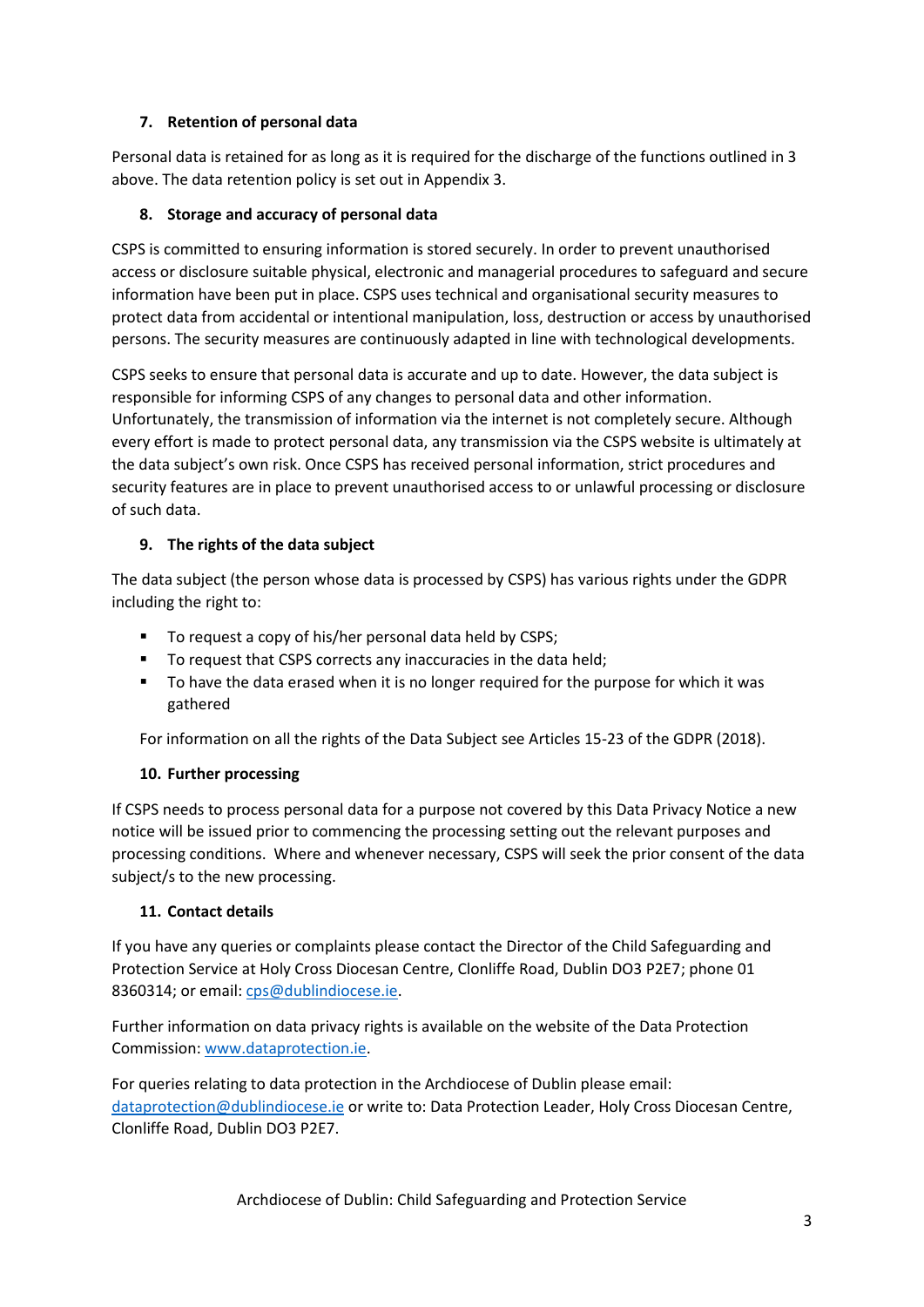## 7. Retention of personal data

Personal data is retained for as long as it is required for the discharge of the functions outlined in 3 above. The data retention policy is set out in Appendix 3.

## 8. Storage and accuracy of personal data

CSPS is committed to ensuring information is stored securely. In order to prevent unauthorised access or disclosure suitable physical, electronic and managerial procedures to safeguard and secure information have been put in place. CSPS uses technical and organisational security measures to protect data from accidental or intentional manipulation, loss, destruction or access by unauthorised persons. The security measures are continuously adapted in line with technological developments.

CSPS seeks to ensure that personal data is accurate and up to date. However, the data subject is responsible for informing CSPS of any changes to personal data and other information. Unfortunately, the transmission of information via the internet is not completely secure. Although every effort is made to protect personal data, any transmission via the CSPS website is ultimately at the data subject's own risk. Once CSPS has received personal information, strict procedures and security features are in place to prevent unauthorised access to or unlawful processing or disclosure of such data.

## 9. The rights of the data subject

The data subject (the person whose data is processed by CSPS) has various rights under the GDPR including the right to:

- To request a copy of his/her personal data held by CSPS;
- To request that CSPS corrects any inaccuracies in the data held;
- To have the data erased when it is no longer required for the purpose for which it was gathered

For information on all the rights of the Data Subject see Articles 15-23 of the GDPR (2018).

## 10. Further processing

If CSPS needs to process personal data for a purpose not covered by this Data Privacy Notice a new notice will be issued prior to commencing the processing setting out the relevant purposes and processing conditions. Where and whenever necessary, CSPS will seek the prior consent of the data subject/s to the new processing.

## 11. Contact details

If you have any queries or complaints please contact the Director of the Child Safeguarding and Protection Service at Holy Cross Diocesan Centre, Clonliffe Road, Dublin DO3 P2E7; phone 01 8360314; or email: cps@dublindiocese.ie.

Further information on data privacy rights is available on the website of the Data Protection Commission: www.dataprotection.ie.

For queries relating to data protection in the Archdiocese of Dublin please email: dataprotection@dublindiocese.ie or write to: Data Protection Leader, Holy Cross Diocesan Centre, Clonliffe Road, Dublin DO3 P2E7.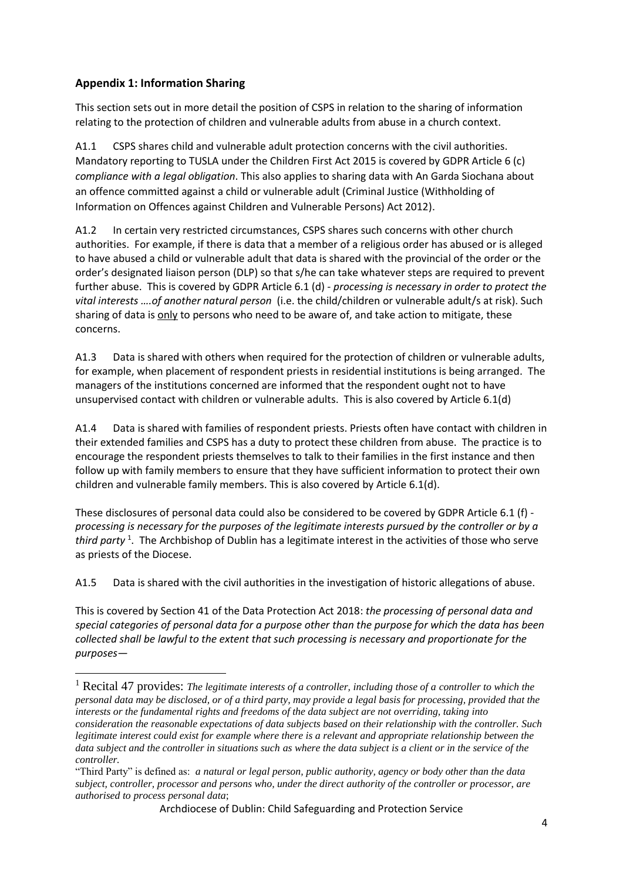## Appendix 1: Information Sharing

This section sets out in more detail the position of CSPS in relation to the sharing of information relating to the protection of children and vulnerable adults from abuse in a church context.

A1.1 CSPS shares child and vulnerable adult protection concerns with the civil authorities. Mandatory reporting to TUSLA under the Children First Act 2015 is covered by GDPR Article 6 (c) *compliance with a legal obligation*. This also applies to sharing data with An Garda Siochana about an offence committed against a child or vulnerable adult (Criminal Justice (Withholding of Information on Offences against Children and Vulnerable Persons) Act 2012).

A1.2 In certain very restricted circumstances, CSPS shares such concerns with other church authorities. For example, if there is data that a member of a religious order has abused or is alleged to have abused a child or vulnerable adult that data is shared with the provincial of the order or the order's designated liaison person (DLP) so that s/he can take whatever steps are required to prevent further abuse. This is covered by GDPR Article 6.1 (d) - *processing is necessary in order to protect the vital interests ….of another natural person* (i.e. the child/children or vulnerable adult/s at risk). Such sharing of data is only to persons who need to be aware of, and take action to mitigate, these concerns.

A1.3 Data is shared with others when required for the protection of children or vulnerable adults, for example, when placement of respondent priests in residential institutions is being arranged. The managers of the institutions concerned are informed that the respondent ought not to have unsupervised contact with children or vulnerable adults. This is also covered by Article 6.1(d)

A1.4 Data is shared with families of respondent priests. Priests often have contact with children in their extended families and CSPS has a duty to protect these children from abuse. The practice is to encourage the respondent priests themselves to talk to their families in the first instance and then follow up with family members to ensure that they have sufficient information to protect their own children and vulnerable family members. This is also covered by Article 6.1(d).

These disclosures of personal data could also be considered to be covered by GDPR Article 6.1 (f) - *processing is necessary for the purposes of the legitimate interests pursued by the controller or by a third party* [1]. The Archbishop of Dublin has a legitimate interest in the activities of those who serve as priests of the Diocese.

A1.5 Data is shared with the civil authorities in the investigation of historic allegations of abuse.

This is covered by Section 41 of the Data Protection Act 2018: *the processing of personal data and special categories of personal data for a purpose other than the purpose for which the data has been collected shall be lawful to the extent that such processing is necessary and proportionate for the purposes—*

---

[1] Recital 47 provides: *The legitimate interests of a controller, including those of a controller to which the personal data may be disclosed, or of a third party, may provide a legal basis for processing, provided that the interests or the fundamental rights and freedoms of the data subject are not overriding, taking into consideration the reasonable expectations of data subjects based on their relationship with the controller. Such legitimate interest could exist for example where there is a relevant and appropriate relationship between the data subject and the controller in situations such as where the data subject is a client or in the service of the controller.*

"Third Party" is defined as: *a natural or legal person, public authority, agency or body other than the data subject, controller, processor and persons who, under the direct authority of the controller or processor, are authorised to process personal data*;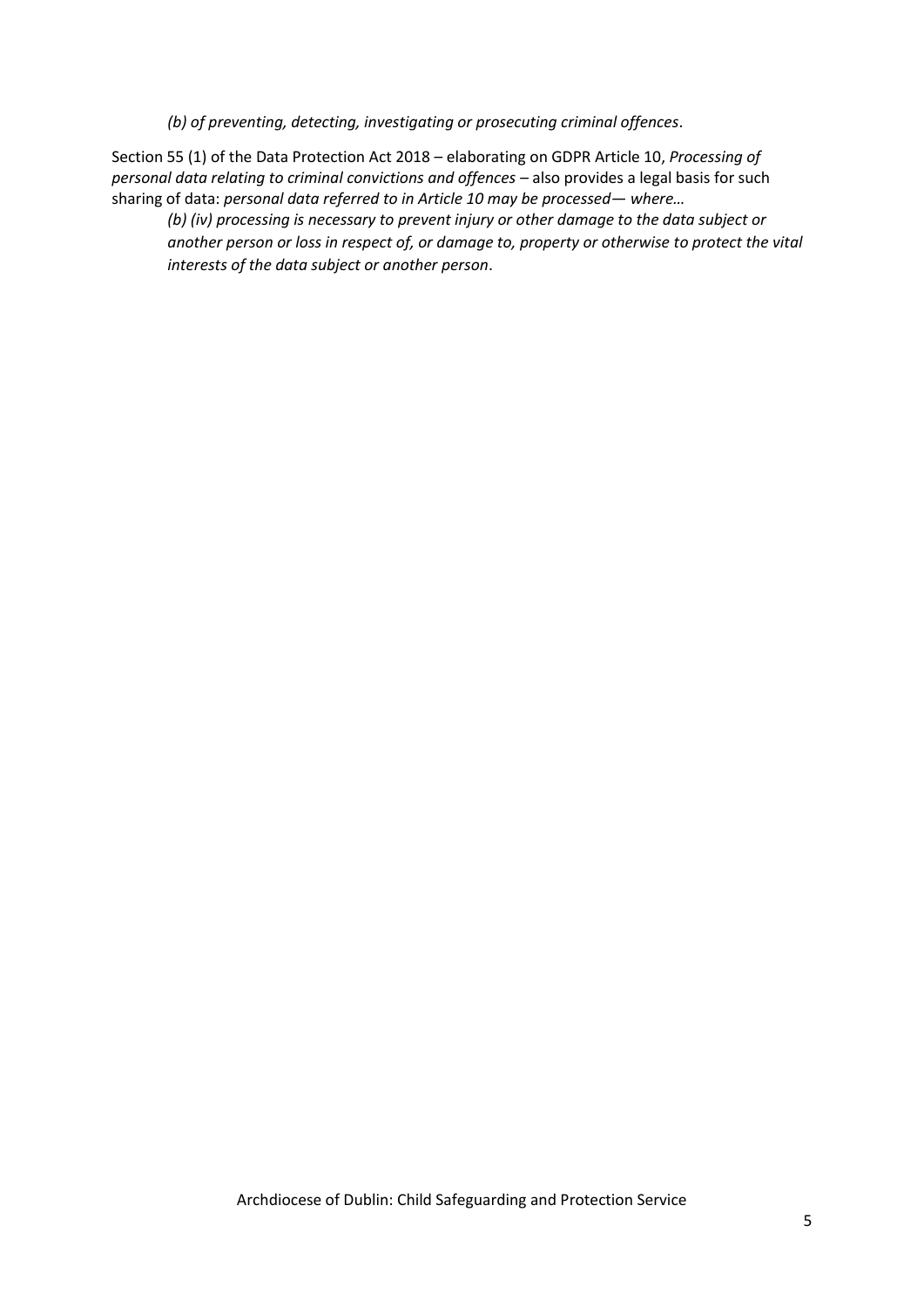*(b) of preventing, detecting, investigating or prosecuting criminal offences*.

Section 55 (1) of the Data Protection Act 2018 – elaborating on GDPR Article 10, *Processing of personal data relating to criminal convictions and offences* – also provides a legal basis for such sharing of data: *personal data referred to in Article 10 may be processed— where…*

> *(b) (iv) processing is necessary to prevent injury or other damage to the data subject or another person or loss in respect of, or damage to, property or otherwise to protect the vital interests of the data subject or another person*.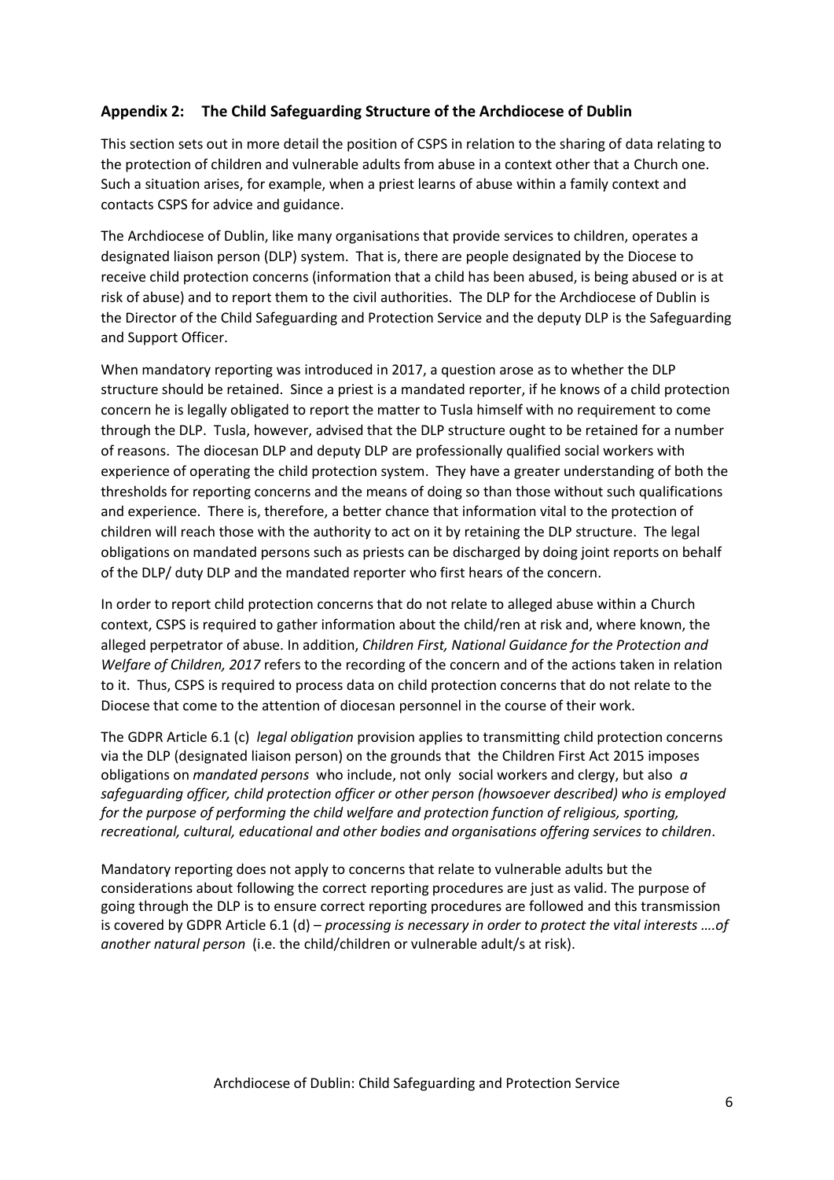## Appendix 2: The Child Safeguarding Structure of the Archdiocese of Dublin

This section sets out in more detail the position of CSPS in relation to the sharing of data relating to the protection of children and vulnerable adults from abuse in a context other that a Church one. Such a situation arises, for example, when a priest learns of abuse within a family context and contacts CSPS for advice and guidance.

The Archdiocese of Dublin, like many organisations that provide services to children, operates a designated liaison person (DLP) system. That is, there are people designated by the Diocese to receive child protection concerns (information that a child has been abused, is being abused or is at risk of abuse) and to report them to the civil authorities. The DLP for the Archdiocese of Dublin is the Director of the Child Safeguarding and Protection Service and the deputy DLP is the Safeguarding and Support Officer.

When mandatory reporting was introduced in 2017, a question arose as to whether the DLP structure should be retained. Since a priest is a mandated reporter, if he knows of a child protection concern he is legally obligated to report the matter to Tusla himself with no requirement to come through the DLP. Tusla, however, advised that the DLP structure ought to be retained for a number of reasons. The diocesan DLP and deputy DLP are professionally qualified social workers with experience of operating the child protection system. They have a greater understanding of both the thresholds for reporting concerns and the means of doing so than those without such qualifications and experience. There is, therefore, a better chance that information vital to the protection of children will reach those with the authority to act on it by retaining the DLP structure. The legal obligations on mandated persons such as priests can be discharged by doing joint reports on behalf of the DLP/ duty DLP and the mandated reporter who first hears of the concern.

In order to report child protection concerns that do not relate to alleged abuse within a Church context, CSPS is required to gather information about the child/ren at risk and, where known, the alleged perpetrator of abuse. In addition, *Children First, National Guidance for the Protection and Welfare of Children, 2017* refers to the recording of the concern and of the actions taken in relation to it. Thus, CSPS is required to process data on child protection concerns that do not relate to the Diocese that come to the attention of diocesan personnel in the course of their work.

The GDPR Article 6.1 (c) *legal obligation* provision applies to transmitting child protection concerns via the DLP (designated liaison person) on the grounds that the Children First Act 2015 imposes obligations on *mandated persons* who include, not only social workers and clergy, but also *a safeguarding officer, child protection officer or other person (howsoever described) who is employed for the purpose of performing the child welfare and protection function of religious, sporting, recreational, cultural, educational and other bodies and organisations offering services to children*.

Mandatory reporting does not apply to concerns that relate to vulnerable adults but the considerations about following the correct reporting procedures are just as valid. The purpose of going through the DLP is to ensure correct reporting procedures are followed and this transmission is covered by GDPR Article 6.1 (d) – *processing is necessary in order to protect the vital interests ….of another natural person* (i.e. the child/children or vulnerable adult/s at risk).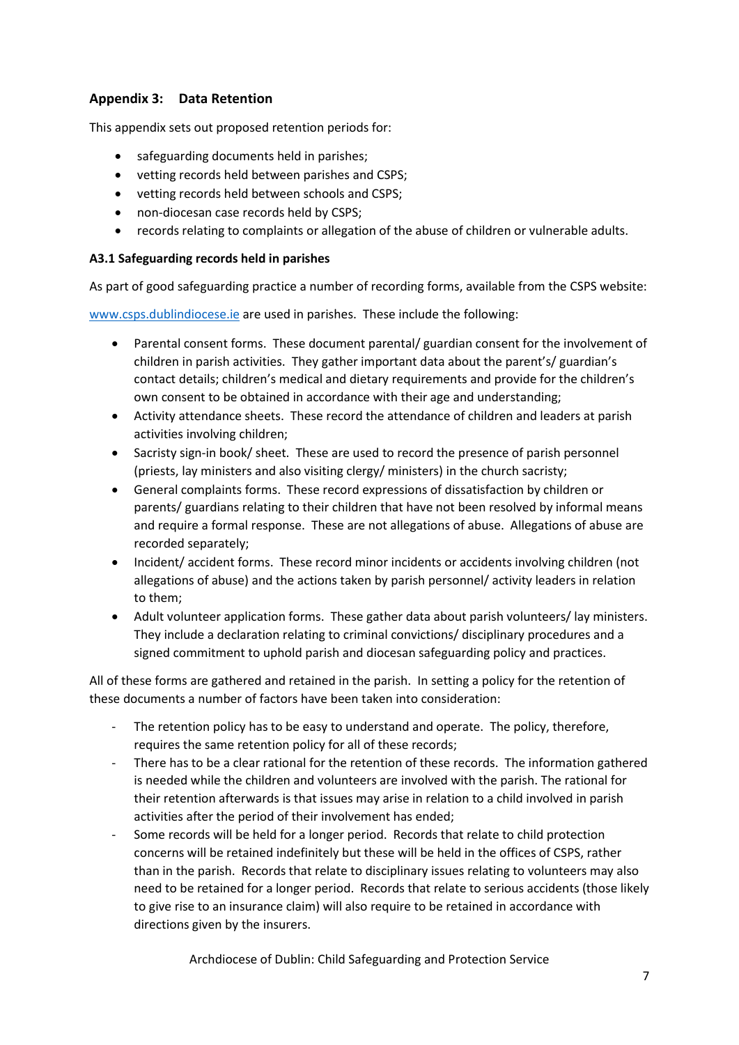## Appendix 3: Data Retention

This appendix sets out proposed retention periods for:

- safeguarding documents held in parishes;
- vetting records held between parishes and CSPS;
- vetting records held between schools and CSPS;
- non-diocesan case records held by CSPS;
- records relating to complaints or allegation of the abuse of children or vulnerable adults.

### A3.1 Safeguarding records held in parishes

As part of good safeguarding practice a number of recording forms, available from the CSPS website: [www.csps.dublindiocese.ie](http://www.csps.dublindiocese.ie) are used in parishes. These include the following:

- Parental consent forms. These document parental/ guardian consent for the involvement of children in parish activities. They gather important data about the parent's/ guardian's contact details; children's medical and dietary requirements and provide for the children's own consent to be obtained in accordance with their age and understanding;
- Activity attendance sheets. These record the attendance of children and leaders at parish activities involving children;
- Sacristy sign-in book/ sheet. These are used to record the presence of parish personnel (priests, lay ministers and also visiting clergy/ ministers) in the church sacristy;
- General complaints forms. These record expressions of dissatisfaction by children or parents/ guardians relating to their children that have not been resolved by informal means and require a formal response. These are not allegations of abuse. Allegations of abuse are recorded separately;
- Incident/ accident forms. These record minor incidents or accidents involving children (not allegations of abuse) and the actions taken by parish personnel/ activity leaders in relation to them;
- Adult volunteer application forms. These gather data about parish volunteers/ lay ministers. They include a declaration relating to criminal convictions/ disciplinary procedures and a signed commitment to uphold parish and diocesan safeguarding policy and practices.

All of these forms are gathered and retained in the parish. In setting a policy for the retention of these documents a number of factors have been taken into consideration:

- The retention policy has to be easy to understand and operate. The policy, therefore, requires the same retention policy for all of these records;
- There has to be a clear rational for the retention of these records. The information gathered is needed while the children and volunteers are involved with the parish. The rational for their retention afterwards is that issues may arise in relation to a child involved in parish activities after the period of their involvement has ended;
- Some records will be held for a longer period. Records that relate to child protection concerns will be retained indefinitely but these will be held in the offices of CSPS, rather than in the parish. Records that relate to disciplinary issues relating to volunteers may also need to be retained for a longer period. Records that relate to serious accidents (those likely to give rise to an insurance claim) will also require to be retained in accordance with directions given by the insurers.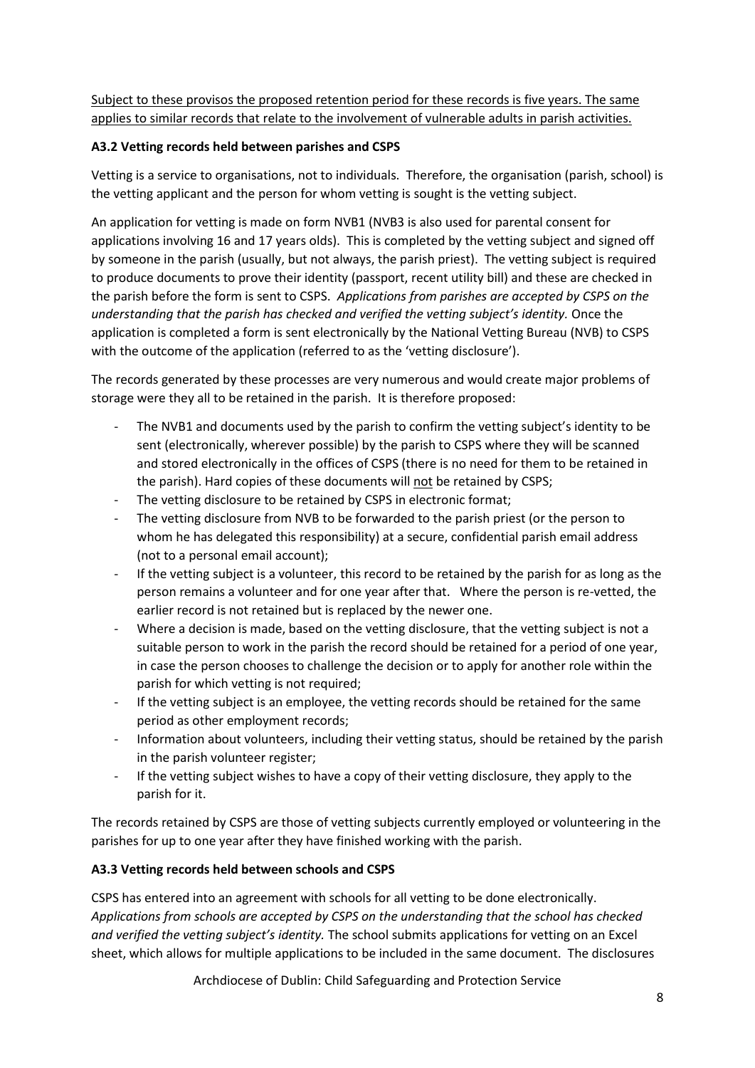<u>Subject to these provisos the proposed retention period for these records is five years. The same applies to similar records that relate to the involvement of vulnerable adults in parish activities.</u>

### A3.2 Vetting records held between parishes and CSPS

Vetting is a service to organisations, not to individuals. Therefore, the organisation (parish, school) is the vetting applicant and the person for whom vetting is sought is the vetting subject.

An application for vetting is made on form NVB1 (NVB3 is also used for parental consent for applications involving 16 and 17 years olds). This is completed by the vetting subject and signed off by someone in the parish (usually, but not always, the parish priest). The vetting subject is required to produce documents to prove their identity (passport, recent utility bill) and these are checked in the parish before the form is sent to CSPS. *Applications from parishes are accepted by CSPS on the understanding that the parish has checked and verified the vetting subject's identity.* Once the application is completed a form is sent electronically by the National Vetting Bureau (NVB) to CSPS with the outcome of the application (referred to as the 'vetting disclosure').

The records generated by these processes are very numerous and would create major problems of storage were they all to be retained in the parish. It is therefore proposed:

- The NVB1 and documents used by the parish to confirm the vetting subject's identity to be sent (electronically, wherever possible) by the parish to CSPS where they will be scanned and stored electronically in the offices of CSPS (there is no need for them to be retained in the parish). Hard copies of these documents will <u>not</u> be retained by CSPS;
- The vetting disclosure to be retained by CSPS in electronic format;
- The vetting disclosure from NVB to be forwarded to the parish priest (or the person to whom he has delegated this responsibility) at a secure, confidential parish email address (not to a personal email account);
- If the vetting subject is a volunteer, this record to be retained by the parish for as long as the person remains a volunteer and for one year after that. Where the person is re-vetted, the earlier record is not retained but is replaced by the newer one.
- Where a decision is made, based on the vetting disclosure, that the vetting subject is not a suitable person to work in the parish the record should be retained for a period of one year, in case the person chooses to challenge the decision or to apply for another role within the parish for which vetting is not required;
- If the vetting subject is an employee, the vetting records should be retained for the same period as other employment records;
- Information about volunteers, including their vetting status, should be retained by the parish in the parish volunteer register;
- If the vetting subject wishes to have a copy of their vetting disclosure, they apply to the parish for it.

The records retained by CSPS are those of vetting subjects currently employed or volunteering in the parishes for up to one year after they have finished working with the parish.

### A3.3 Vetting records held between schools and CSPS

CSPS has entered into an agreement with schools for all vetting to be done electronically. *Applications from schools are accepted by CSPS on the understanding that the school has checked and verified the vetting subject's identity.* The school submits applications for vetting on an Excel sheet, which allows for multiple applications to be included in the same document. The disclosures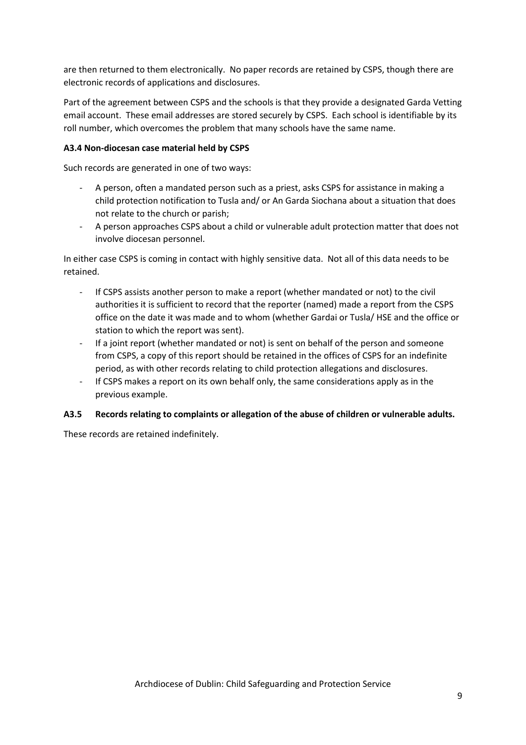are then returned to them electronically. No paper records are retained by CSPS, though there are electronic records of applications and disclosures.

Part of the agreement between CSPS and the schools is that they provide a designated Garda Vetting email account. These email addresses are stored securely by CSPS. Each school is identifiable by its roll number, which overcomes the problem that many schools have the same name.

**A3.4 Non-diocesan case material held by CSPS**

Such records are generated in one of two ways:

- A person, often a mandated person such as a priest, asks CSPS for assistance in making a child protection notification to Tusla and/ or An Garda Siochana about a situation that does not relate to the church or parish;
- A person approaches CSPS about a child or vulnerable adult protection matter that does not involve diocesan personnel.

In either case CSPS is coming in contact with highly sensitive data. Not all of this data needs to be retained.

- If CSPS assists another person to make a report (whether mandated or not) to the civil authorities it is sufficient to record that the reporter (named) made a report from the CSPS office on the date it was made and to whom (whether Gardai or Tusla/ HSE and the office or station to which the report was sent).
- If a joint report (whether mandated or not) is sent on behalf of the person and someone from CSPS, a copy of this report should be retained in the offices of CSPS for an indefinite period, as with other records relating to child protection allegations and disclosures.
- If CSPS makes a report on its own behalf only, the same considerations apply as in the previous example.

**A3.5 Records relating to complaints or allegation of the abuse of children or vulnerable adults.**

These records are retained indefinitely.